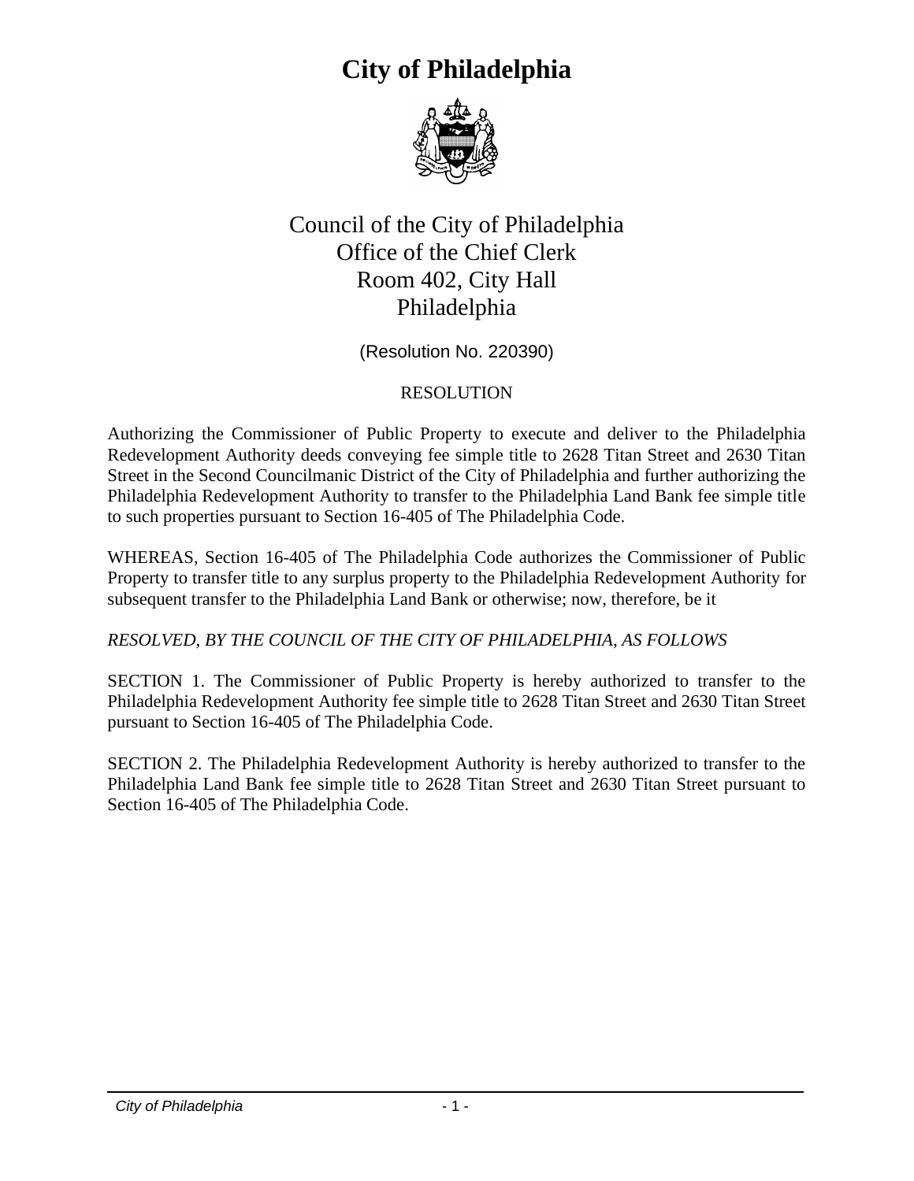# City of Philadelphia

Council of the City of Philadelphia
Office of the Chief Clerk
Room 402, City Hall
Philadelphia

(Resolution No. 220390)

RESOLUTION

Authorizing the Commissioner of Public Property to execute and deliver to the Philadelphia Redevelopment Authority deeds conveying fee simple title to 2628 Titan Street and 2630 Titan Street in the Second Councilmanic District of the City of Philadelphia and further authorizing the Philadelphia Redevelopment Authority to transfer to the Philadelphia Land Bank fee simple title to such properties pursuant to Section 16-405 of The Philadelphia Code.

WHEREAS, Section 16-405 of The Philadelphia Code authorizes the Commissioner of Public Property to transfer title to any surplus property to the Philadelphia Redevelopment Authority for subsequent transfer to the Philadelphia Land Bank or otherwise; now, therefore, be it

*RESOLVED, BY THE COUNCIL OF THE CITY OF PHILADELPHIA, AS FOLLOWS*

SECTION 1. The Commissioner of Public Property is hereby authorized to transfer to the Philadelphia Redevelopment Authority fee simple title to 2628 Titan Street and 2630 Titan Street pursuant to Section 16-405 of The Philadelphia Code.

SECTION 2. The Philadelphia Redevelopment Authority is hereby authorized to transfer to the Philadelphia Land Bank fee simple title to 2628 Titan Street and 2630 Titan Street pursuant to Section 16-405 of The Philadelphia Code.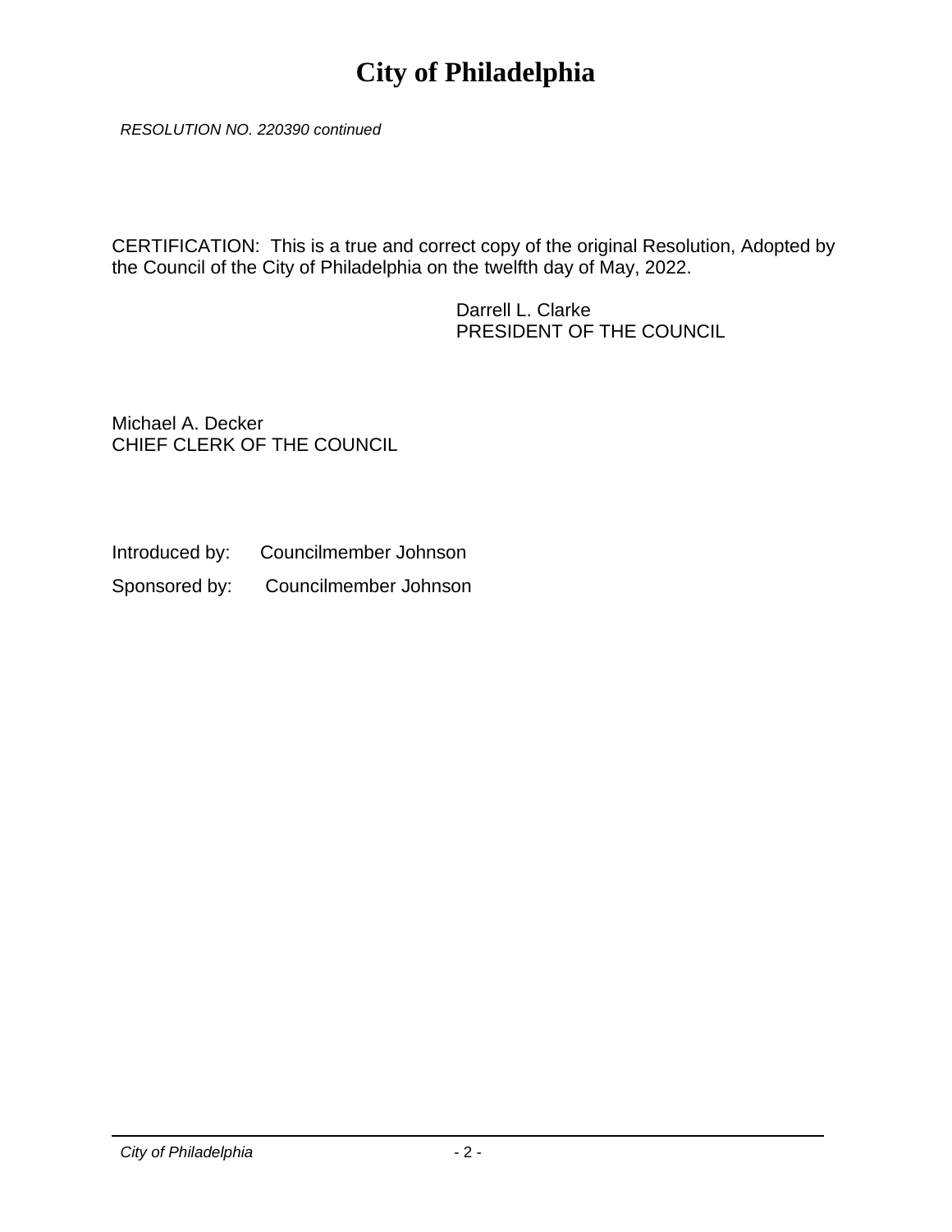*RESOLUTION NO. 220390 continued*

CERTIFICATION: This is a true and correct copy of the original Resolution, Adopted by the Council of the City of Philadelphia on the twelfth day of May, 2022.

Darrell L. Clarke
PRESIDENT OF THE COUNCIL

Michael A. Decker
CHIEF CLERK OF THE COUNCIL

Introduced by: Councilmember Johnson

Sponsored by: Councilmember Johnson